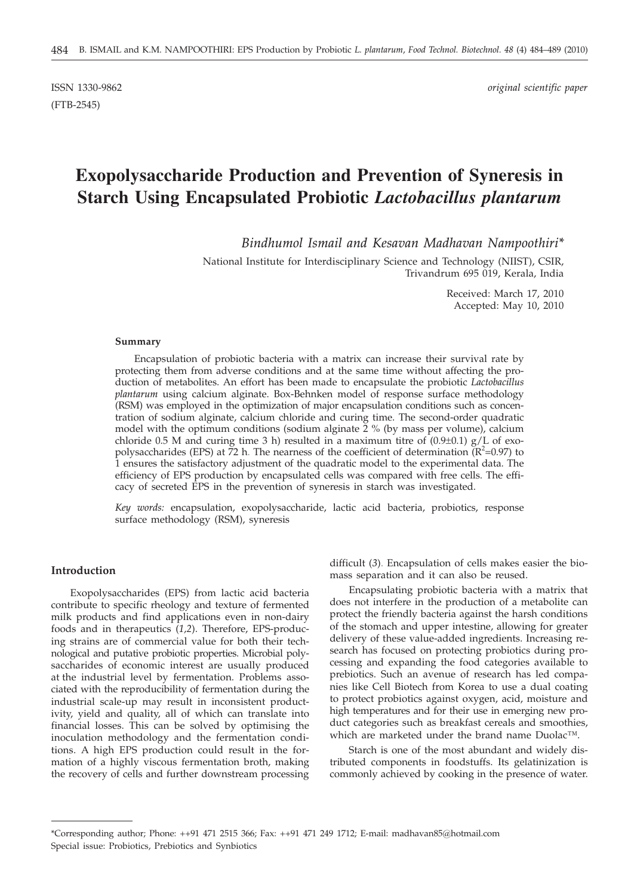ISSN 1330-9862 *original scientific paper*

(FTB-2545)

# Exopolysaccharide Production and Prevention of Syneresis in Starch Using Encapsulated Probiotic *Lactobacillus plantarum*

*Bindhumol Ismail and Kesavan Madhavan Nampoothiri\**

National Institute for Interdisciplinary Science and Technology (NIIST), CSIR, Trivandrum 695 019, Kerala, India

Received: March 17, 2010
Accepted: May 10, 2010

#### Summary

Encapsulation of probiotic bacteria with a matrix can increase their survival rate by protecting them from adverse conditions and at the same time without affecting the production of metabolites. An effort has been made to encapsulate the probiotic *Lactobacillus plantarum* using calcium alginate. Box-Behnken model of response surface methodology (RSM) was employed in the optimization of major encapsulation conditions such as concentration of sodium alginate, calcium chloride and curing time. The second-order quadratic model with the optimum conditions (sodium alginate 2 % (by mass per volume), calcium chloride 0.5 M and curing time 3 h) resulted in a maximum titre of (0.9±0.1) g/L of exopolysaccharides (EPS) at 72 h. The nearness of the coefficient of determination ($R^2$=0.97) to 1 ensures the satisfactory adjustment of the quadratic model to the experimental data. The efficiency of EPS production by encapsulated cells was compared with free cells. The efficacy of secreted EPS in the prevention of syneresis in starch was investigated.

*Key words:* encapsulation, exopolysaccharide, lactic acid bacteria, probiotics, response surface methodology (RSM), syneresis

#### Introduction

Exopolysaccharides (EPS) from lactic acid bacteria contribute to specific rheology and texture of fermented milk products and find applications even in non-dairy foods and in therapeutics (*1,2*). Therefore, EPS-producing strains are of commercial value for both their technological and putative probiotic properties. Microbial polysaccharides of economic interest are usually produced at the industrial level by fermentation. Problems associated with the reproducibility of fermentation during the industrial scale-up may result in inconsistent productivity, yield and quality, all of which can translate into financial losses. This can be solved by optimising the inoculation methodology and the fermentation conditions. A high EPS production could result in the formation of a highly viscous fermentation broth, making the recovery of cells and further downstream processing difficult (*3*). Encapsulation of cells makes easier the biomass separation and it can also be reused.

Encapsulating probiotic bacteria with a matrix that does not interfere in the production of a metabolite can protect the friendly bacteria against the harsh conditions of the stomach and upper intestine, allowing for greater delivery of these value-added ingredients. Increasing research has focused on protecting probiotics during processing and expanding the food categories available to prebiotics. Such an avenue of research has led companies like Cell Biotech from Korea to use a dual coating to protect probiotics against oxygen, acid, moisture and high temperatures and for their use in emerging new product categories such as breakfast cereals and smoothies, which are marketed under the brand name Duolac™.

Starch is one of the most abundant and widely distributed components in foodstuffs. Its gelatinization is commonly achieved by cooking in the presence of water.

---

\*Corresponding author; Phone: ++91 471 2515 366; Fax: ++91 471 249 1712; E-mail: madhavan85@hotmail.com
Special issue: Probiotics, Prebiotics and Synbiotics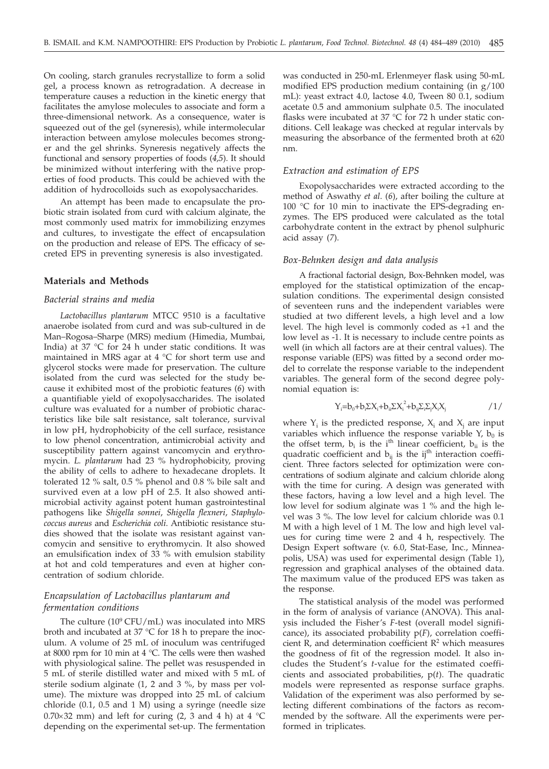On cooling, starch granules recrystallize to form a solid gel, a process known as retrogradation. A decrease in temperature causes a reduction in the kinetic energy that facilitates the amylose molecules to associate and form a three-dimensional network. As a consequence, water is squeezed out of the gel (syneresis), while intermolecular interaction between amylose molecules becomes stronger and the gel shrinks. Syneresis negatively affects the functional and sensory properties of foods (*4,5*). It should be minimized without interfering with the native properties of food products. This could be achieved with the addition of hydrocolloids such as exopolysaccharides.

An attempt has been made to encapsulate the probiotic strain isolated from curd with calcium alginate, the most commonly used matrix for immobilizing enzymes and cultures, to investigate the effect of encapsulation on the production and release of EPS. The efficacy of secreted EPS in preventing syneresis is also investigated.

## Materials and Methods

### *Bacterial strains and media*

*Lactobacillus plantarum* MTCC 9510 is a facultative anaerobe isolated from curd and was sub-cultured in de Man–Rogosa–Sharpe (MRS) medium (Himedia, Mumbai, India) at 37 °C for 24 h under static conditions. It was maintained in MRS agar at 4 °C for short term use and glycerol stocks were made for preservation. The culture isolated from the curd was selected for the study because it exhibited most of the probiotic features (*6*) with a quantifiable yield of exopolysaccharides. The isolated culture was evaluated for a number of probiotic characteristics like bile salt resistance, salt tolerance, survival in low pH, hydrophobicity of the cell surface, resistance to low phenol concentration, antimicrobial activity and susceptibility pattern against vancomycin and erythromycin. *L. plantarum* had 23 % hydrophobicity, proving the ability of cells to adhere to hexadecane droplets. It tolerated 12 % salt, 0.5 % phenol and 0.8 % bile salt and survived even at a low pH of 2.5. It also showed antimicrobial activity against potent human gastrointestinal pathogens like *Shigella sonnei*, *Shigella flexneri*, *Staphylococcus aureus* and *Escherichia coli*. Antibiotic resistance studies showed that the isolate was resistant against vancomycin and sensitive to erythromycin. It also showed an emulsification index of 33 % with emulsion stability at hot and cold temperatures and even at higher concentration of sodium chloride.

### *Encapsulation of Lactobacillus plantarum and fermentation conditions*

The culture ($10^9$ CFU/mL) was inoculated into MRS broth and incubated at 37 °C for 18 h to prepare the inoculum. A volume of 25 mL of inoculum was centrifuged at 8000 rpm for 10 min at 4 °C. The cells were then washed with physiological saline. The pellet was resuspended in 5 mL of sterile distilled water and mixed with 5 mL of sterile sodium alginate (1, 2 and 3 %, by mass per volume). The mixture was dropped into 25 mL of calcium chloride (0.1, 0.5 and 1 M) using a syringe (needle size 0.70×32 mm) and left for curing (2, 3 and 4 h) at 4 °C depending on the experimental set-up. The fermentation was conducted in 250-mL Erlenmeyer flask using 50-mL modified EPS production medium containing (in g/100 mL): yeast extract 4.0, lactose 4.0, Tween 80 0.1, sodium acetate 0.5 and ammonium sulphate 0.5. The inoculated flasks were incubated at 37 °C for 72 h under static conditions. Cell leakage was checked at regular intervals by measuring the absorbance of the fermented broth at 620 nm.

### *Extraction and estimation of EPS*

Exopolysaccharides were extracted according to the method of Aswathy *et al*. (*6*), after boiling the culture at 100 °C for 10 min to inactivate the EPS-degrading enzymes. The EPS produced were calculated as the total carbohydrate content in the extract by phenol sulphuric acid assay (*7*).

### *Box-Behnken design and data analysis*

A fractional factorial design, Box-Behnken model, was employed for the statistical optimization of the encapsulation conditions. The experimental design consisted of seventeen runs and the independent variables were studied at two different levels, a high level and a low level. The high level is commonly coded as +1 and the low level as -1. It is necessary to include centre points as well (in which all factors are at their central values). The response variable (EPS) was fitted by a second order model to correlate the response variable to the independent variables. The general form of the second degree polynomial equation is:

$$Y_i=b_0+b_i\Sigma X_i+b_{ii}\Sigma X_i^2+b_{ij}\Sigma_i\Sigma_j X_i X_j \qquad /1/$$

where $Y_i$ is the predicted response, $X_i$ and $X_j$ are input variables which influence the response variable Y, $b_0$ is the offset term, $b_i$ is the $i^{th}$ linear coefficient, $b_{ii}$ is the quadratic coefficient and $b_{ij}$ is the $ij^{th}$ interaction coefficient. Three factors selected for optimization were concentrations of sodium alginate and calcium chloride along with the time for curing. A design was generated with these factors, having a low level and a high level. The low level for sodium alginate was 1 % and the high level was 3 %. The low level for calcium chloride was 0.1 M with a high level of 1 M. The low and high level values for curing time were 2 and 4 h, respectively. The Design Expert software (v. 6.0, Stat-Ease, Inc., Minneapolis, USA) was used for experimental design (Table 1), regression and graphical analyses of the obtained data. The maximum value of the produced EPS was taken as the response.

The statistical analysis of the model was performed in the form of analysis of variance (ANOVA). This analysis included the Fisher's *F*-test (overall model significance), its associated probability p(*F*), correlation coefficient R, and determination coefficient $R^2$ which measures the goodness of fit of the regression model. It also includes the Student's *t*-value for the estimated coefficients and associated probabilities, p(*t*). The quadratic models were represented as response surface graphs. Validation of the experiment was also performed by selecting different combinations of the factors as recommended by the software. All the experiments were performed in triplicates.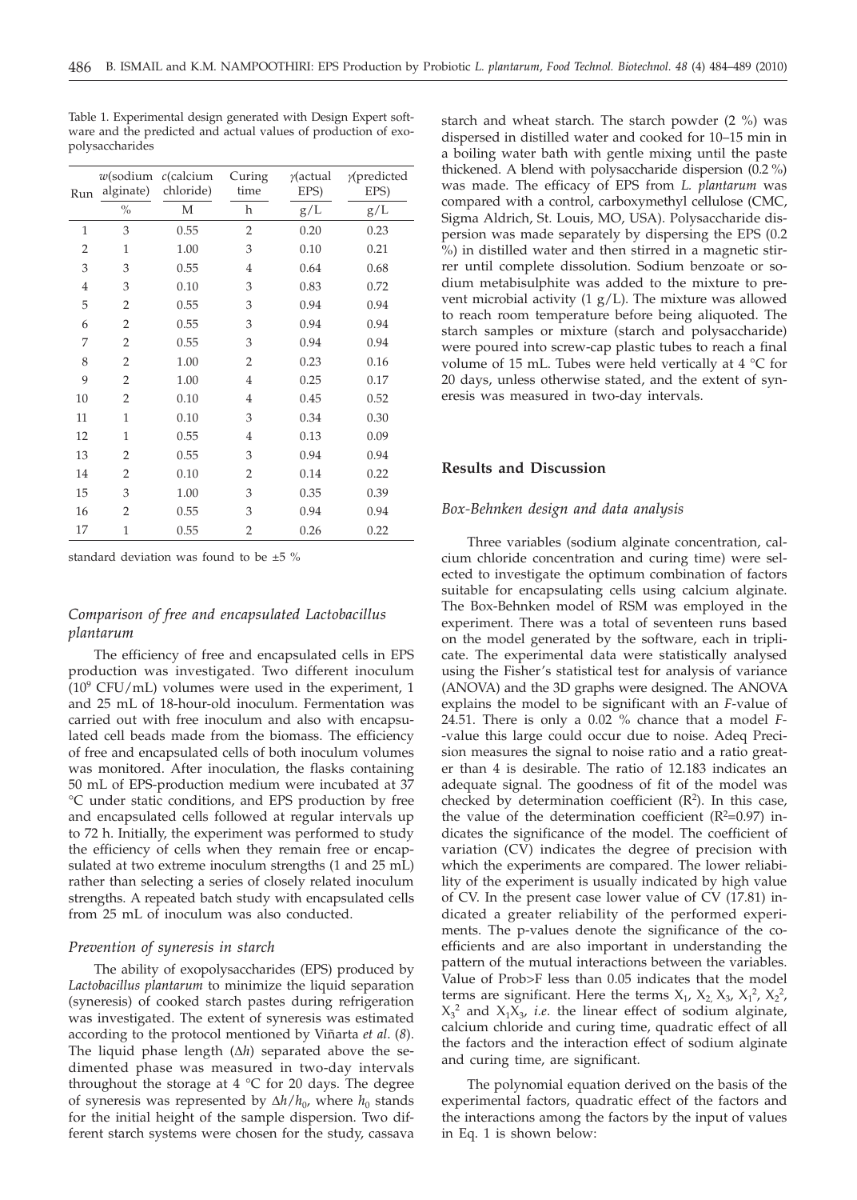Table 1. Experimental design generated with Design Expert software and the predicted and actual values of production of exopolysaccharides

| Run | $w$(sodium alginate) | $c$(calcium chloride) | Curing time | $\gamma$(actual EPS) | $\gamma$(predicted EPS) |
|---|---|---|---|---|---|
| | % | M | h | g/L | g/L |
| 1 | 3 | 0.55 | 2 | 0.20 | 0.23 |
| 2 | 1 | 1.00 | 3 | 0.10 | 0.21 |
| 3 | 3 | 0.55 | 4 | 0.64 | 0.68 |
| 4 | 3 | 0.10 | 3 | 0.83 | 0.72 |
| 5 | 2 | 0.55 | 3 | 0.94 | 0.94 |
| 6 | 2 | 0.55 | 3 | 0.94 | 0.94 |
| 7 | 2 | 0.55 | 3 | 0.94 | 0.94 |
| 8 | 2 | 1.00 | 2 | 0.23 | 0.16 |
| 9 | 2 | 1.00 | 4 | 0.25 | 0.17 |
| 10 | 2 | 0.10 | 4 | 0.45 | 0.52 |
| 11 | 1 | 0.10 | 3 | 0.34 | 0.30 |
| 12 | 1 | 0.55 | 4 | 0.13 | 0.09 |
| 13 | 2 | 0.55 | 3 | 0.94 | 0.94 |
| 14 | 2 | 0.10 | 2 | 0.14 | 0.22 |
| 15 | 3 | 1.00 | 3 | 0.35 | 0.39 |
| 16 | 2 | 0.55 | 3 | 0.94 | 0.94 |
| 17 | 1 | 0.55 | 2 | 0.26 | 0.22 |

standard deviation was found to be ±5 %

### *Comparison of free and encapsulated Lactobacillus plantarum*

The efficiency of free and encapsulated cells in EPS production was investigated. Two different inoculum ($10^9$ CFU/mL) volumes were used in the experiment, 1 and 25 mL of 18-hour-old inoculum. Fermentation was carried out with free inoculum and also with encapsulated cell beads made from the biomass. The efficiency of free and encapsulated cells of both inoculum volumes was monitored. After inoculation, the flasks containing 50 mL of EPS-production medium were incubated at 37 °C under static conditions, and EPS production by free and encapsulated cells followed at regular intervals up to 72 h. Initially, the experiment was performed to study the efficiency of cells when they remain free or encapsulated at two extreme inoculum strengths (1 and 25 mL) rather than selecting a series of closely related inoculum strengths. A repeated batch study with encapsulated cells from 25 mL of inoculum was also conducted.

### *Prevention of syneresis in starch*

The ability of exopolysaccharides (EPS) produced by *Lactobacillus plantarum* to minimize the liquid separation (syneresis) of cooked starch pastes during refrigeration was investigated. The extent of syneresis was estimated according to the protocol mentioned by Viñarta *et al.* (*8*). The liquid phase length ($\Delta h$) separated above the sedimented phase was measured in two-day intervals throughout the storage at 4 °C for 20 days. The degree of syneresis was represented by $\Delta h/h_0$, where $h_0$ stands for the initial height of the sample dispersion. Two different starch systems were chosen for the study, cassava starch and wheat starch. The starch powder (2 %) was dispersed in distilled water and cooked for 10–15 min in a boiling water bath with gentle mixing until the paste thickened. A blend with polysaccharide dispersion (0.2 %) was made. The efficacy of EPS from *L. plantarum* was compared with a control, carboxymethyl cellulose (CMC, Sigma Aldrich, St. Louis, MO, USA). Polysaccharide dispersion was made separately by dispersing the EPS (0.2 %) in distilled water and then stirred in a magnetic stirrer until complete dissolution. Sodium benzoate or sodium metabisulphite was added to the mixture to prevent microbial activity (1 g/L). The mixture was allowed to reach room temperature before being aliquoted. The starch samples or mixture (starch and polysaccharide) were poured into screw-cap plastic tubes to reach a final volume of 15 mL. Tubes were held vertically at 4 °C for 20 days, unless otherwise stated, and the extent of syneresis was measured in two-day intervals.

## Results and Discussion

### *Box-Behnken design and data analysis*

Three variables (sodium alginate concentration, calcium chloride concentration and curing time) were selected to investigate the optimum combination of factors suitable for encapsulating cells using calcium alginate. The Box-Behnken model of RSM was employed in the experiment. There was a total of seventeen runs based on the model generated by the software, each in triplicate. The experimental data were statistically analysed using the Fisher's statistical test for analysis of variance (ANOVA) and the 3D graphs were designed. The ANOVA explains the model to be significant with an *F*-value of 24.51. There is only a 0.02 % chance that a model *F*-value this large could occur due to noise. Adeq Precision measures the signal to noise ratio and a ratio greater than 4 is desirable. The ratio of 12.183 indicates an adequate signal. The goodness of fit of the model was checked by determination coefficient ($R^2$). In this case, the value of the determination coefficient ($R^2$=0.97) indicates the significance of the model. The coefficient of variation (CV) indicates the degree of precision with which the experiments are compared. The lower reliability of the experiment is usually indicated by high value of CV. In the present case lower value of CV (17.81) indicated a greater reliability of the performed experiments. The p-values denote the significance of the coefficients and are also important in understanding the pattern of the mutual interactions between the variables. Value of Prob>F less than 0.05 indicates that the model terms are significant. Here the terms $X_1$, $X_2$, $X_3$, $X_1^2$, $X_2^2$, $X_3^2$ and $X_1X_3$, *i.e.* the linear effect of sodium alginate, calcium chloride and curing time, quadratic effect of all the factors and the interaction effect of sodium alginate and curing time, are significant.

The polynomial equation derived on the basis of the experimental factors, quadratic effect of the factors and the interactions among the factors by the input of values in Eq. 1 is shown below: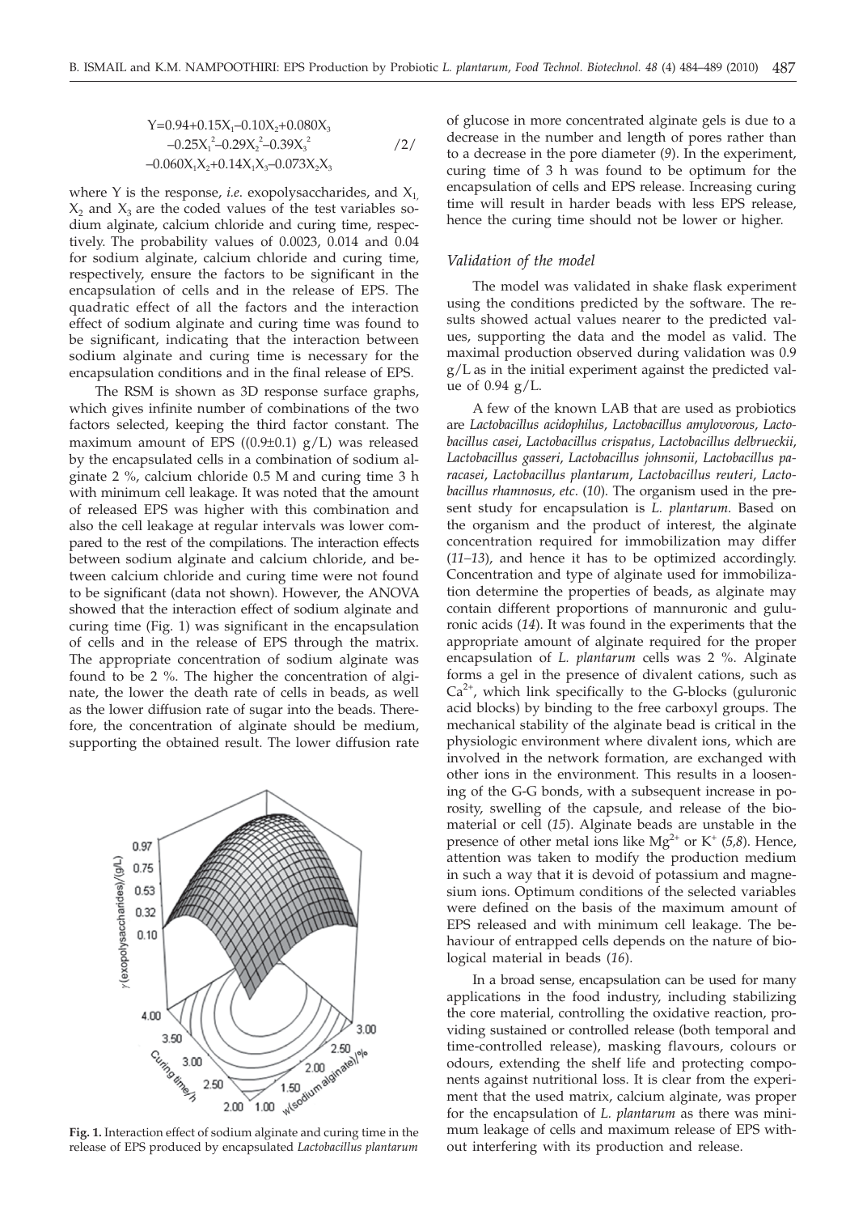$$Y=0.94+0.15X_1-0.10X_2+0.080X_3$$
$$-0.25X_1^2-0.29X_2^2-0.39X_3^2 \quad /2/$$
$$-0.060X_1X_2+0.14X_1X_3-0.073X_2X_3$$

where Y is the response, *i.e.* exopolysaccharides, and $X_1$, $X_2$ and $X_3$ are the coded values of the test variables sodium alginate, calcium chloride and curing time, respectively. The probability values of 0.0023, 0.014 and 0.04 for sodium alginate, calcium chloride and curing time, respectively, ensure the factors to be significant in the encapsulation of cells and in the release of EPS. The quadratic effect of all the factors and the interaction effect of sodium alginate and curing time was found to be significant, indicating that the interaction between sodium alginate and curing time is necessary for the encapsulation conditions and in the final release of EPS.

The RSM is shown as 3D response surface graphs, which gives infinite number of combinations of the two factors selected, keeping the third factor constant. The maximum amount of EPS ((0.9±0.1) g/L) was released by the encapsulated cells in a combination of sodium alginate 2 %, calcium chloride 0.5 M and curing time 3 h with minimum cell leakage. It was noted that the amount of released EPS was higher with this combination and also the cell leakage at regular intervals was lower compared to the rest of the compilations. The interaction effects between sodium alginate and calcium chloride, and between calcium chloride and curing time were not found to be significant (data not shown). However, the ANOVA showed that the interaction effect of sodium alginate and curing time (Fig. 1) was significant in the encapsulation of cells and in the release of EPS through the matrix. The appropriate concentration of sodium alginate was found to be 2 %. The higher the concentration of alginate, the lower the death rate of cells in beads, as well as the lower diffusion rate of sugar into the beads. Therefore, the concentration of alginate should be medium, supporting the obtained result. The lower diffusion rate of glucose in more concentrated alginate gels is due to a decrease in the number and length of pores rather than to a decrease in the pore diameter (*9*). In the experiment, curing time of 3 h was found to be optimum for the encapsulation of cells and EPS release. Increasing curing time will result in harder beads with less EPS release, hence the curing time should not be lower or higher.

**Fig. 1.** Interaction effect of sodium alginate and curing time in the release of EPS produced by encapsulated *Lactobacillus plantarum*

### *Validation of the model*

The model was validated in shake flask experiment using the conditions predicted by the software. The results showed actual values nearer to the predicted values, supporting the data and the model as valid. The maximal production observed during validation was 0.9 g/L as in the initial experiment against the predicted value of 0.94 g/L.

A few of the known LAB that are used as probiotics are *Lactobacillus acidophilus*, *Lactobacillus amylovorous*, *Lactobacillus casei*, *Lactobacillus crispatus*, *Lactobacillus delbrueckii*, *Lactobacillus gasseri*, *Lactobacillus johnsonii*, *Lactobacillus paracasei*, *Lactobacillus plantarum*, *Lactobacillus reuteri*, *Lactobacillus rhamnosus*, *etc*. (*10*). The organism used in the present study for encapsulation is *L. plantarum*. Based on the organism and the product of interest, the alginate concentration required for immobilization may differ (*11–13*), and hence it has to be optimized accordingly. Concentration and type of alginate used for immobilization determine the properties of beads, as alginate may contain different proportions of mannuronic and guluronic acids (*14*). It was found in the experiments that the appropriate amount of alginate required for the proper encapsulation of *L. plantarum* cells was 2 %. Alginate forms a gel in the presence of divalent cations, such as $Ca^{2+}$, which link specifically to the G-blocks (guluronic acid blocks) by binding to the free carboxyl groups. The mechanical stability of the alginate bead is critical in the physiologic environment where divalent ions, which are involved in the network formation, are exchanged with other ions in the environment. This results in a loosening of the G-G bonds, with a subsequent increase in porosity, swelling of the capsule, and release of the biomaterial or cell (*15*). Alginate beads are unstable in the presence of other metal ions like $Mg^{2+}$ or $K^{+}$ (*5,8*). Hence, attention was taken to modify the production medium in such a way that it is devoid of potassium and magnesium ions. Optimum conditions of the selected variables were defined on the basis of the maximum amount of EPS released and with minimum cell leakage. The behaviour of entrapped cells depends on the nature of biological material in beads (*16*).

In a broad sense, encapsulation can be used for many applications in the food industry, including stabilizing the core material, controlling the oxidative reaction, providing sustained or controlled release (both temporal and time-controlled release), masking flavours, colours or odours, extending the shelf life and protecting components against nutritional loss. It is clear from the experiment that the used matrix, calcium alginate, was proper for the encapsulation of *L. plantarum* as there was minimum leakage of cells and maximum release of EPS without interfering with its production and release.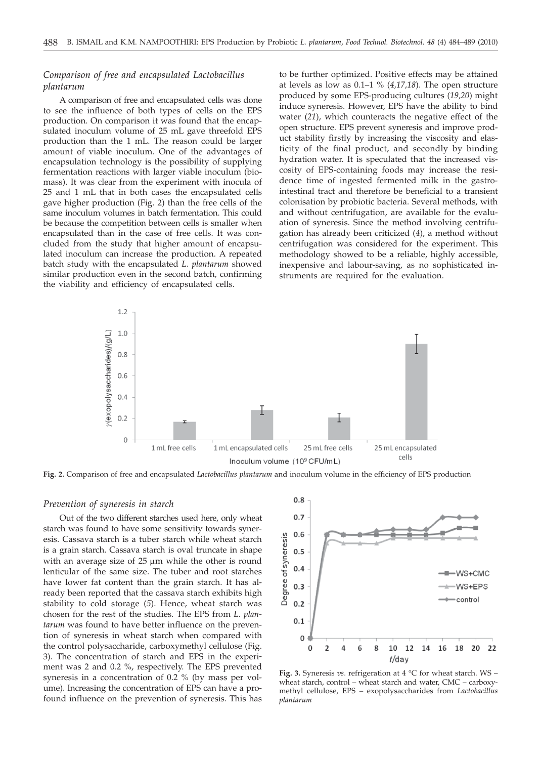### *Comparison of free and encapsulated Lactobacillus plantarum*

A comparison of free and encapsulated cells was done to see the influence of both types of cells on the EPS production. On comparison it was found that the encapsulated inoculum volume of 25 mL gave threefold EPS production than the 1 mL. The reason could be larger amount of viable inoculum. One of the advantages of encapsulation technology is the possibility of supplying fermentation reactions with larger viable inoculum (biomass). It was clear from the experiment with inocula of 25 and 1 mL that in both cases the encapsulated cells gave higher production (Fig. 2) than the free cells of the same inoculum volumes in batch fermentation. This could be because the competition between cells is smaller when encapsulated than in the case of free cells. It was concluded from the study that higher amount of encapsulated inoculum can increase the production. A repeated batch study with the encapsulated *L. plantarum* showed similar production even in the second batch, confirming the viability and efficiency of encapsulated cells.

to be further optimized. Positive effects may be attained at levels as low as 0.1–1 % (*4,17,18*). The open structure produced by some EPS-producing cultures (*19,20*) might induce syneresis. However, EPS have the ability to bind water (*21*), which counteracts the negative effect of the open structure. EPS prevent syneresis and improve product stability firstly by increasing the viscosity and elasticity of the final product, and secondly by binding hydration water. It is speculated that the increased viscosity of EPS-containing foods may increase the residence time of ingested fermented milk in the gastrointestinal tract and therefore be beneficial to a transient colonisation by probiotic bacteria. Several methods, with and without centrifugation, are available for the evaluation of syneresis. Since the method involving centrifugation has already been criticized (*4*), a method without centrifugation was considered for the experiment. This methodology showed to be a reliable, highly accessible, inexpensive and labour-saving, as no sophisticated instruments are required for the evaluation.

**Fig. 2.** Comparison of free and encapsulated *Lactobacillus plantarum* and inoculum volume in the efficiency of EPS production

### *Prevention of syneresis in starch*

Out of the two different starches used here, only wheat starch was found to have some sensitivity towards syneresis. Cassava starch is a tuber starch while wheat starch is a grain starch. Cassava starch is oval truncate in shape with an average size of 25 µm while the other is round lenticular of the same size. The tuber and root starches have lower fat content than the grain starch. It has already been reported that the cassava starch exhibits high stability to cold storage (*5*). Hence, wheat starch was chosen for the rest of the studies. The EPS from *L. plantarum* was found to have better influence on the prevention of syneresis in wheat starch when compared with the control polysaccharide, carboxymethyl cellulose (Fig. 3). The concentration of starch and EPS in the experiment was 2 and 0.2 %, respectively. The EPS prevented syneresis in a concentration of 0.2 % (by mass per volume). Increasing the concentration of EPS can have a profound influence on the prevention of syneresis. This has

**Fig. 3.** Syneresis *vs.* refrigeration at 4 °C for wheat starch. WS – wheat starch, control – wheat starch and water, CMC – carboxymethyl cellulose, EPS – exopolysaccharides from *Lactobacillus plantarum*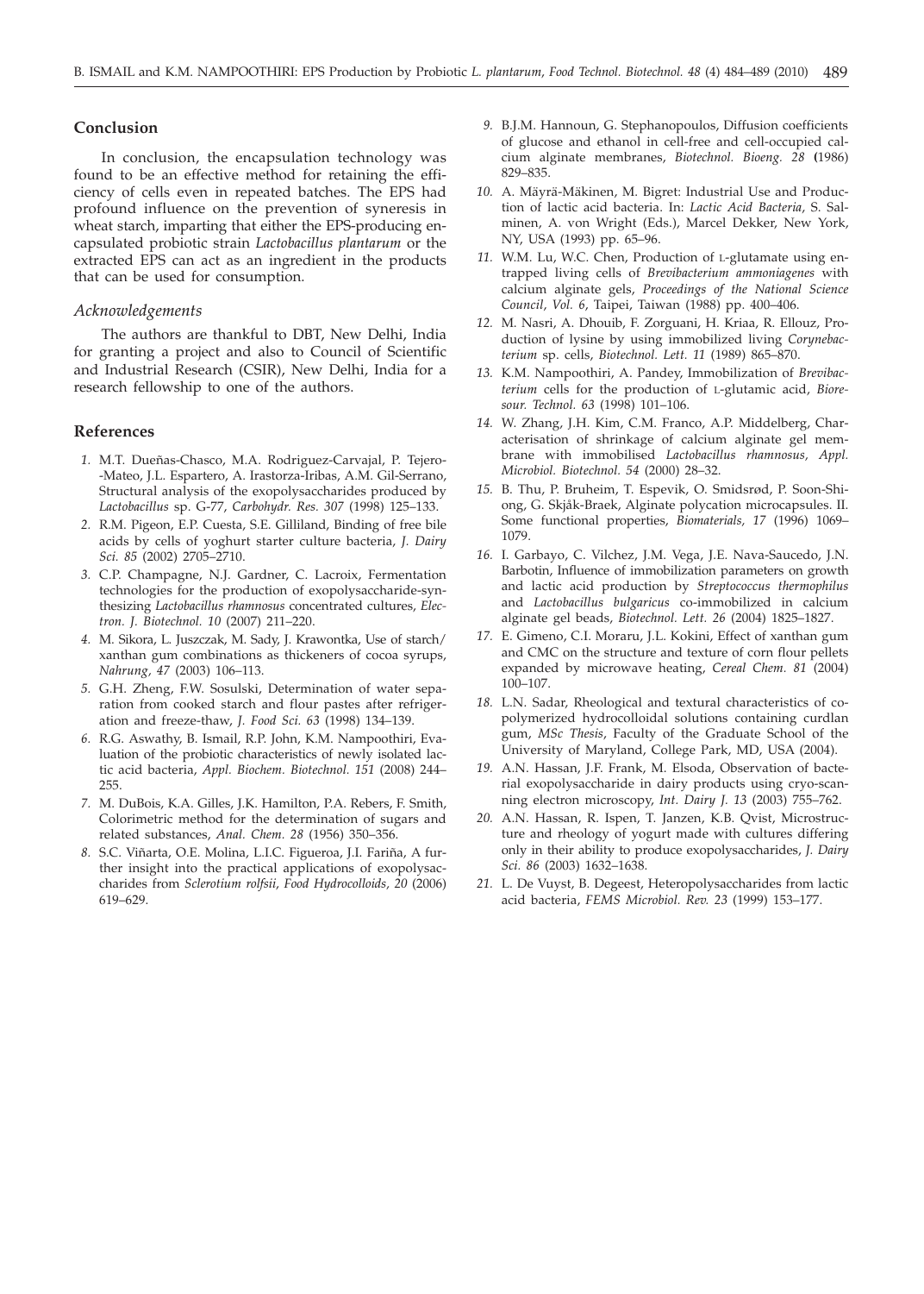## Conclusion

In conclusion, the encapsulation technology was found to be an effective method for retaining the efficiency of cells even in repeated batches. The EPS had profound influence on the prevention of syneresis in wheat starch, imparting that either the EPS-producing encapsulated probiotic strain *Lactobacillus plantarum* or the extracted EPS can act as an ingredient in the products that can be used for consumption.

### *Acknowledgements*

The authors are thankful to DBT, New Delhi, India for granting a project and also to Council of Scientific and Industrial Research (CSIR), New Delhi, India for a research fellowship to one of the authors.

## References

1. M.T. Dueñas-Chasco, M.A. Rodriguez-Carvajal, P. Tejero-Mateo, J.L. Espartero, A. Irastorza-Iribas, A.M. Gil-Serrano, Structural analysis of the exopolysaccharides produced by *Lactobacillus* sp. G-77, *Carbohydr. Res. 307* (1998) 125–133.
2. R.M. Pigeon, E.P. Cuesta, S.E. Gilliland, Binding of free bile acids by cells of yoghurt starter culture bacteria, *J. Dairy Sci. 85* (2002) 2705–2710.
3. C.P. Champagne, N.J. Gardner, C. Lacroix, Fermentation technologies for the production of exopolysaccharide-synthesizing *Lactobacillus rhamnosus* concentrated cultures, *Electron. J. Biotechnol. 10* (2007) 211–220.
4. M. Sikora, L. Juszczak, M. Sady, J. Krawontka, Use of starch/xanthan gum combinations as thickeners of cocoa syrups, *Nahrung, 47* (2003) 106–113.
5. G.H. Zheng, F.W. Sosulski, Determination of water separation from cooked starch and flour pastes after refrigeration and freeze-thaw, *J. Food Sci. 63* (1998) 134–139.
6. R.G. Aswathy, B. Ismail, R.P. John, K.M. Nampoothiri, Evaluation of the probiotic characteristics of newly isolated lactic acid bacteria, *Appl. Biochem. Biotechnol. 151* (2008) 244–255.
7. M. DuBois, K.A. Gilles, J.K. Hamilton, P.A. Rebers, F. Smith, Colorimetric method for the determination of sugars and related substances, *Anal. Chem. 28* (1956) 350–356.
8. S.C. Viñarta, O.E. Molina, L.I.C. Figueroa, J.I. Fariña, A further insight into the practical applications of exopolysaccharides from *Sclerotium rolfsii*, *Food Hydrocolloids, 20* (2006) 619–629.
9. B.J.M. Hannoun, G. Stephanopoulos, Diffusion coefficients of glucose and ethanol in cell-free and cell-occupied calcium alginate membranes, *Biotechnol. Bioeng. 28* (1986) 829–835.
10. A. Mäyrä-Mäkinen, M. Bigret: Industrial Use and Production of lactic acid bacteria. In: *Lactic Acid Bacteria*, S. Salminen, A. von Wright (Eds.), Marcel Dekker, New York, NY, USA (1993) pp. 65–96.
11. W.M. Lu, W.C. Chen, Production of L-glutamate using entrapped living cells of *Brevibacterium ammoniagenes* with calcium alginate gels, *Proceedings of the National Science Council, Vol. 6*, Taipei, Taiwan (1988) pp. 400–406.
12. M. Nasri, A. Dhouib, F. Zorguani, H. Kriaa, R. Ellouz, Production of lysine by using immobilized living *Corynebacterium* sp. cells, *Biotechnol. Lett. 11* (1989) 865–870.
13. K.M. Nampoothiri, A. Pandey, Immobilization of *Brevibacterium* cells for the production of L-glutamic acid, *Bioresour. Technol. 63* (1998) 101–106.
14. W. Zhang, J.H. Kim, C.M. Franco, A.P. Middelberg, Characterisation of shrinkage of calcium alginate gel membrane with immobilised *Lactobacillus rhamnosus, Appl. Microbiol. Biotechnol. 54* (2000) 28–32.
15. B. Thu, P. Bruheim, T. Espevik, O. Smidsrød, P. Soon-Shiong, G. Skjåk-Braek, Alginate polycation microcapsules. II. Some functional properties, *Biomaterials, 17* (1996) 1069–1079.
16. I. Garbayo, C. Vilchez, J.M. Vega, J.E. Nava-Saucedo, J.N. Barbotin, Influence of immobilization parameters on growth and lactic acid production by *Streptococcus thermophilus* and *Lactobacillus bulgaricus* co-immobilized in calcium alginate gel beads, *Biotechnol. Lett. 26* (2004) 1825–1827.
17. E. Gimeno, C.I. Moraru, J.L. Kokini, Effect of xanthan gum and CMC on the structure and texture of corn flour pellets expanded by microwave heating, *Cereal Chem. 81* (2004) 100–107.
18. L.N. Sadar, Rheological and textural characteristics of copolymerized hydrocolloidal solutions containing curdlan gum, *MSc Thesis*, Faculty of the Graduate School of the University of Maryland, College Park, MD, USA (2004).
19. A.N. Hassan, J.F. Frank, M. Elsoda, Observation of bacterial exopolysaccharide in dairy products using cryo-scanning electron microscopy, *Int. Dairy J. 13* (2003) 755–762.
20. A.N. Hassan, R. Ispen, T. Janzen, K.B. Qvist, Microstructure and rheology of yogurt made with cultures differing only in their ability to produce exopolysaccharides, *J. Dairy Sci. 86* (2003) 1632–1638.
21. L. De Vuyst, B. Degeest, Heteropolysaccharides from lactic acid bacteria, *FEMS Microbiol. Rev. 23* (1999) 153–177.